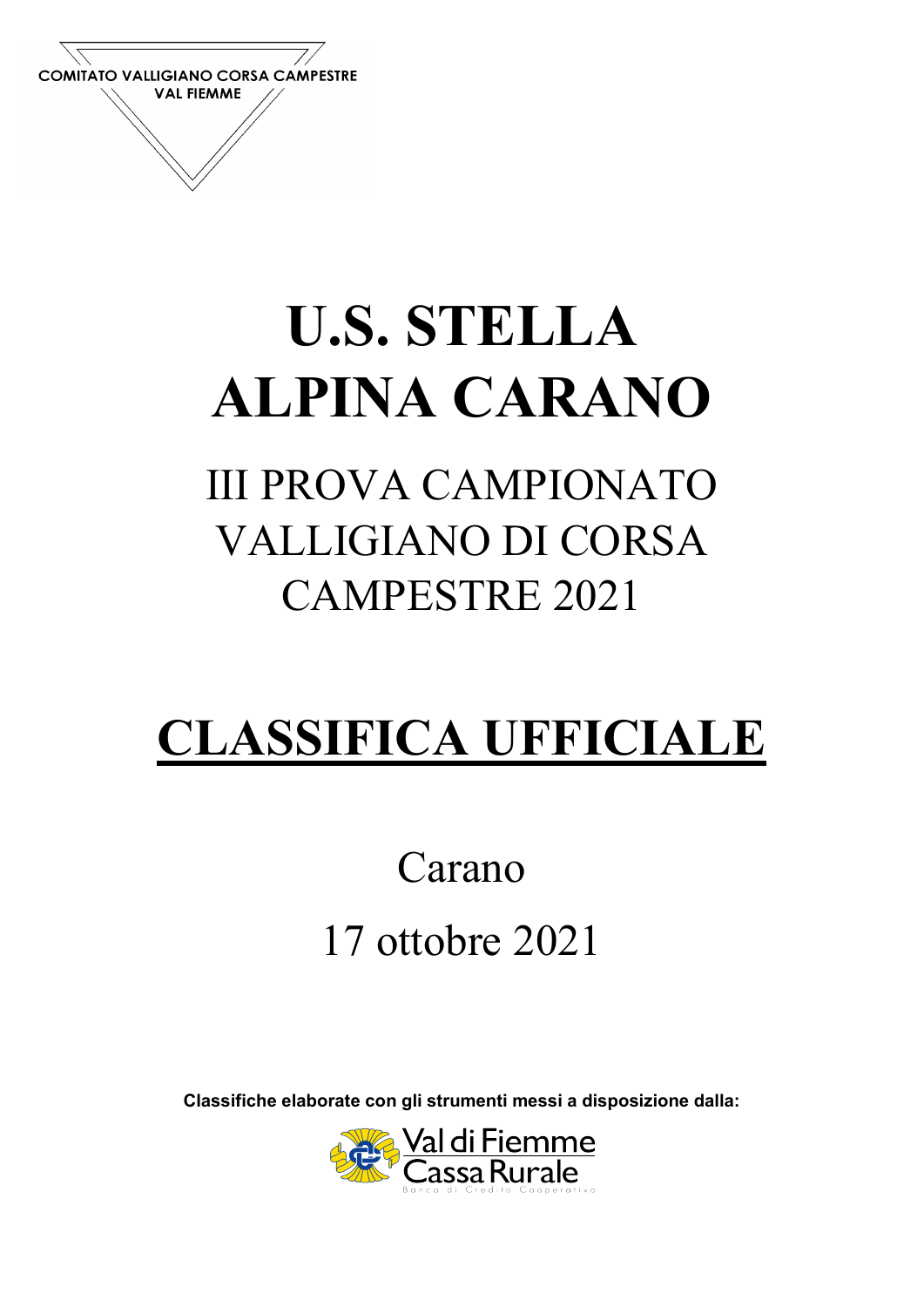COMITATO VALLIGIANO CORSA CAMPESTRE
VAL FIEMME

# U.S. STELLA ALPINA CARANO

## III PROVA CAMPIONATO VALLIGIANO DI CORSA CAMPESTRE 2021

# CLASSIFICA UFFICIALE

Carano

17 ottobre 2021

**Classifiche elaborate con gli strumenti messi a disposizione dalla:**

Val di Fiemme
Cassa Rurale
Banca di Credito Cooperativo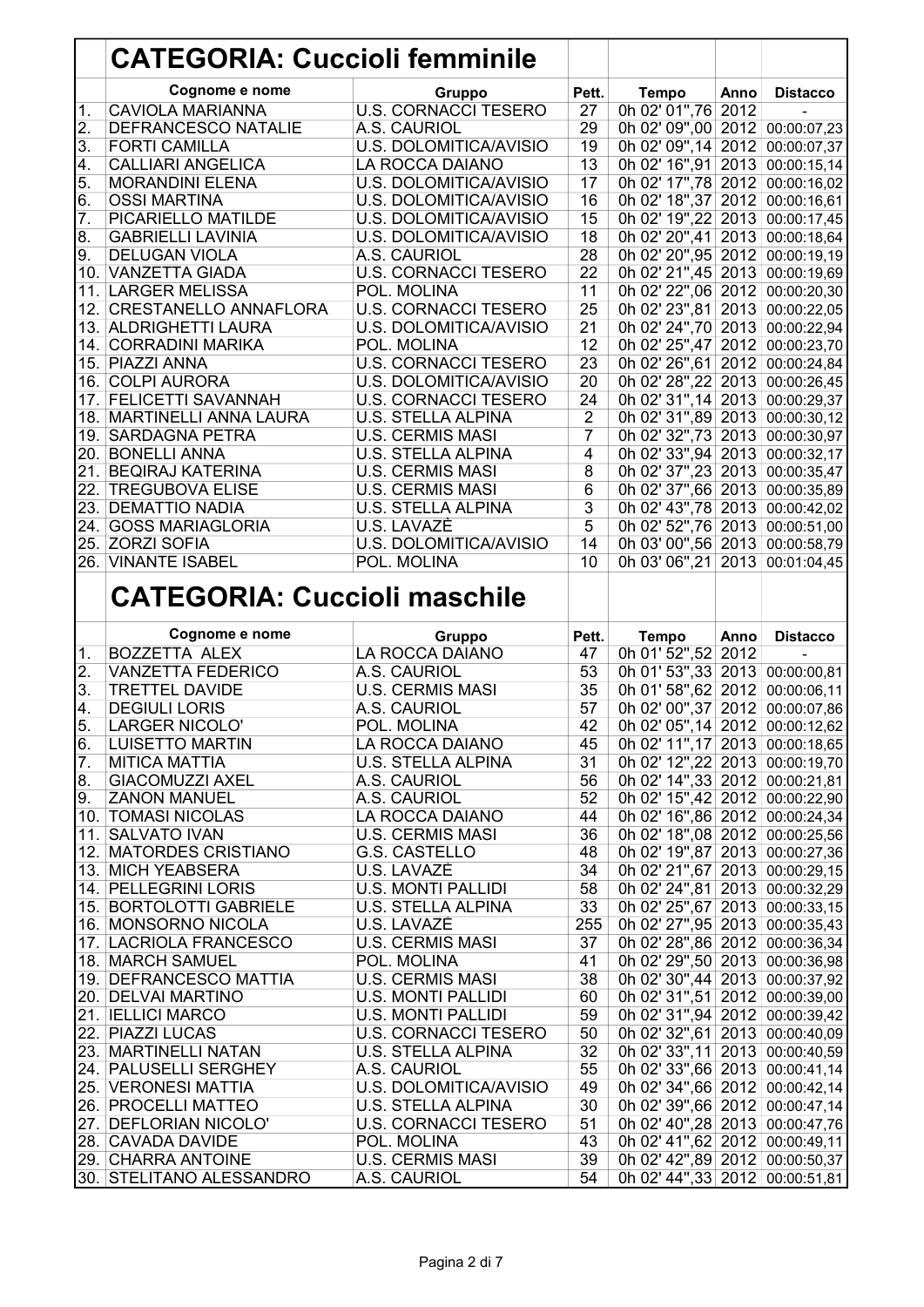## CATEGORIA: Cuccioli femminile

| | Cognome e nome | Gruppo | Pett. | Tempo | Anno | Distacco |
|---|---|---|---|---|---|---|
| 1. | CAVIOLA MARIANNA | U.S. CORNACCI TESERO | 27 | 0h 02' 01",76 | 2012 | - |
| 2. | DEFRANCESCO NATALIE | A.S. CAURIOL | 29 | 0h 02' 09",00 | 2012 | 00:00:07,23 |
| 3. | FORTI CAMILLA | U.S. DOLOMITICA/AVISIO | 19 | 0h 02' 09",14 | 2012 | 00:00:07,37 |
| 4. | CALLIARI ANGELICA | LA ROCCA DAIANO | 13 | 0h 02' 16",91 | 2013 | 00:00:15,14 |
| 5. | MORANDINI ELENA | U.S. DOLOMITICA/AVISIO | 17 | 0h 02' 17",78 | 2012 | 00:00:16,02 |
| 6. | OSSI MARTINA | U.S. DOLOMITICA/AVISIO | 16 | 0h 02' 18",37 | 2012 | 00:00:16,61 |
| 7. | PICARIELLO MATILDE | U.S. DOLOMITICA/AVISIO | 15 | 0h 02' 19",22 | 2013 | 00:00:17,45 |
| 8. | GABRIELLI LAVINIA | U.S. DOLOMITICA/AVISIO | 18 | 0h 02' 20",41 | 2013 | 00:00:18,64 |
| 9. | DELUGAN VIOLA | A.S. CAURIOL | 28 | 0h 02' 20",95 | 2012 | 00:00:19,19 |
| 10. | VANZETTA GIADA | U.S. CORNACCI TESERO | 22 | 0h 02' 21",45 | 2013 | 00:00:19,69 |
| 11. | LARGER MELISSA | POL. MOLINA | 11 | 0h 02' 22",06 | 2012 | 00:00:20,30 |
| 12. | CRESTANELLO ANNAFLORA | U.S. CORNACCI TESERO | 25 | 0h 02' 23",81 | 2013 | 00:00:22,05 |
| 13. | ALDRIGHETTI LAURA | U.S. DOLOMITICA/AVISIO | 21 | 0h 02' 24",70 | 2013 | 00:00:22,94 |
| 14. | CORRADINI MARIKA | POL. MOLINA | 12 | 0h 02' 25",47 | 2012 | 00:00:23,70 |
| 15. | PIAZZI ANNA | U.S. CORNACCI TESERO | 23 | 0h 02' 26",61 | 2012 | 00:00:24,84 |
| 16. | COLPI AURORA | U.S. DOLOMITICA/AVISIO | 20 | 0h 02' 28",22 | 2013 | 00:00:26,45 |
| 17. | FELICETTI SAVANNAH | U.S. CORNACCI TESERO | 24 | 0h 02' 31",14 | 2013 | 00:00:29,37 |
| 18. | MARTINELLI ANNA LAURA | U.S. STELLA ALPINA | 2 | 0h 02' 31",89 | 2013 | 00:00:30,12 |
| 19. | SARDAGNA PETRA | U.S. CERMIS MASI | 7 | 0h 02' 32",73 | 2013 | 00:00:30,97 |
| 20. | BONELLI ANNA | U.S. STELLA ALPINA | 4 | 0h 02' 33",94 | 2013 | 00:00:32,17 |
| 21. | BEQIRAJ KATERINA | U.S. CERMIS MASI | 8 | 0h 02' 37",23 | 2013 | 00:00:35,47 |
| 22. | TREGUBOVA ELISE | U.S. CERMIS MASI | 6 | 0h 02' 37",66 | 2013 | 00:00:35,89 |
| 23. | DEMATTIO NADIA | U.S. STELLA ALPINA | 3 | 0h 02' 43",78 | 2013 | 00:00:42,02 |
| 24. | GOSS MARIAGLORIA | U.S. LAVAZÈ | 5 | 0h 02' 52",76 | 2013 | 00:00:51,00 |
| 25. | ZORZI SOFIA | U.S. DOLOMITICA/AVISIO | 14 | 0h 03' 00",56 | 2013 | 00:00:58,79 |
| 26. | VINANTE ISABEL | POL. MOLINA | 10 | 0h 03' 06",21 | 2013 | 00:01:04,45 |

## CATEGORIA: Cuccioli maschile

| | Cognome e nome | Gruppo | Pett. | Tempo | Anno | Distacco |
|---|---|---|---|---|---|---|
| 1. | BOZZETTA ALEX | LA ROCCA DAIANO | 47 | 0h 01' 52",52 | 2012 | - |
| 2. | VANZETTA FEDERICO | A.S. CAURIOL | 53 | 0h 01' 53",33 | 2013 | 00:00:00,81 |
| 3. | TRETTEL DAVIDE | U.S. CERMIS MASI | 35 | 0h 01' 58",62 | 2012 | 00:00:06,11 |
| 4. | DEGIULI LORIS | A.S. CAURIOL | 57 | 0h 02' 00",37 | 2012 | 00:00:07,86 |
| 5. | LARGER NICOLO' | POL. MOLINA | 42 | 0h 02' 05",14 | 2012 | 00:00:12,62 |
| 6. | LUISETTO MARTIN | LA ROCCA DAIANO | 45 | 0h 02' 11",17 | 2013 | 00:00:18,65 |
| 7. | MITICA MATTIA | U.S. STELLA ALPINA | 31 | 0h 02' 12",22 | 2013 | 00:00:19,70 |
| 8. | GIACOMUZZI AXEL | A.S. CAURIOL | 56 | 0h 02' 14",33 | 2012 | 00:00:21,81 |
| 9. | ZANON MANUEL | A.S. CAURIOL | 52 | 0h 02' 15",42 | 2012 | 00:00:22,90 |
| 10. | TOMASI NICOLAS | LA ROCCA DAIANO | 44 | 0h 02' 16",86 | 2012 | 00:00:24,34 |
| 11. | SALVATO IVAN | U.S. CERMIS MASI | 36 | 0h 02' 18",08 | 2012 | 00:00:25,56 |
| 12. | MATORDES CRISTIANO | G.S. CASTELLO | 48 | 0h 02' 19",87 | 2013 | 00:00:27,36 |
| 13. | MICH YEABSERA | U.S. LAVAZÈ | 34 | 0h 02' 21",67 | 2013 | 00:00:29,15 |
| 14. | PELLEGRINI LORIS | U.S. MONTI PALLIDI | 58 | 0h 02' 24",81 | 2013 | 00:00:32,29 |
| 15. | BORTOLOTTI GABRIELE | U.S. STELLA ALPINA | 33 | 0h 02' 25",67 | 2013 | 00:00:33,15 |
| 16. | MONSORNO NICOLA | U.S. LAVAZÈ | 255 | 0h 02' 27",95 | 2013 | 00:00:35,43 |
| 17. | LACRIOLA FRANCESCO | U.S. CERMIS MASI | 37 | 0h 02' 28",86 | 2012 | 00:00:36,34 |
| 18. | MARCH SAMUEL | POL. MOLINA | 41 | 0h 02' 29",50 | 2013 | 00:00:36,98 |
| 19. | DEFRANCESCO MATTIA | U.S. CERMIS MASI | 38 | 0h 02' 30",44 | 2013 | 00:00:37,92 |
| 20. | DELVAI MARTINO | U.S. MONTI PALLIDI | 60 | 0h 02' 31",51 | 2012 | 00:00:39,00 |
| 21. | IELLICI MARCO | U.S. MONTI PALLIDI | 59 | 0h 02' 31",94 | 2012 | 00:00:39,42 |
| 22. | PIAZZI LUCAS | U.S. CORNACCI TESERO | 50 | 0h 02' 32",61 | 2013 | 00:00:40,09 |
| 23. | MARTINELLI NATAN | U.S. STELLA ALPINA | 32 | 0h 02' 33",11 | 2013 | 00:00:40,59 |
| 24. | PALUSELLI SERGHEY | A.S. CAURIOL | 55 | 0h 02' 33",66 | 2013 | 00:00:41,14 |
| 25. | VERONESI MATTIA | U.S. DOLOMITICA/AVISIO | 49 | 0h 02' 34",66 | 2012 | 00:00:42,14 |
| 26. | PROCELLI MATTEO | U.S. STELLA ALPINA | 30 | 0h 02' 39",66 | 2012 | 00:00:47,14 |
| 27. | DEFLORIAN NICOLO' | U.S. CORNACCI TESERO | 51 | 0h 02' 40",28 | 2013 | 00:00:47,76 |
| 28. | CAVADA DAVIDE | POL. MOLINA | 43 | 0h 02' 41",62 | 2012 | 00:00:49,11 |
| 29. | CHARRA ANTOINE | U.S. CERMIS MASI | 39 | 0h 02' 42",89 | 2012 | 00:00:50,37 |
| 30. | STELITANO ALESSANDRO | A.S. CAURIOL | 54 | 0h 02' 44",33 | 2012 | 00:00:51,81 |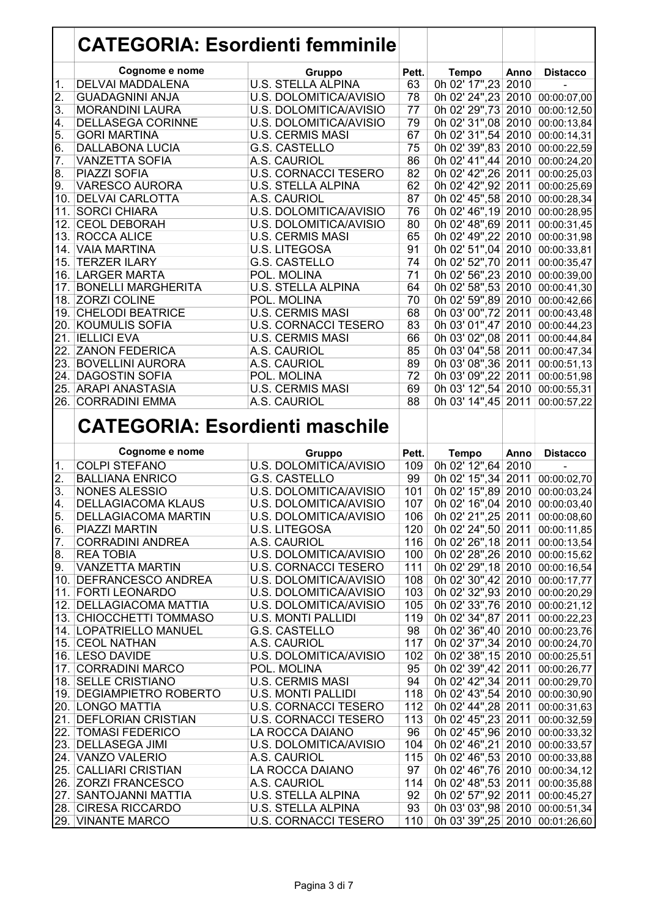## CATEGORIA: Esordienti femminile

| | Cognome e nome | Gruppo | Pett. | Tempo | Anno | Distacco |
|---|---|---|---|---|---|---|
| 1. | DELVAI MADDALENA | U.S. STELLA ALPINA | 63 | 0h 02' 17",23 | 2010 | - |
| 2. | GUADAGNINI ANJA | U.S. DOLOMITICA/AVISIO | 78 | 0h 02' 24",23 | 2010 | 00:00:07,00 |
| 3. | MORANDINI LAURA | U.S. DOLOMITICA/AVISIO | 77 | 0h 02' 29",73 | 2010 | 00:00:12,50 |
| 4. | DELLASEGA CORINNE | U.S. DOLOMITICA/AVISIO | 79 | 0h 02' 31",08 | 2010 | 00:00:13,84 |
| 5. | GORI MARTINA | U.S. CERMIS MASI | 67 | 0h 02' 31",54 | 2010 | 00:00:14,31 |
| 6. | DALLABONA LUCIA | G.S. CASTELLO | 75 | 0h 02' 39",83 | 2010 | 00:00:22,59 |
| 7. | VANZETTA SOFIA | A.S. CAURIOL | 86 | 0h 02' 41",44 | 2010 | 00:00:24,20 |
| 8. | PIAZZI SOFIA | U.S. CORNACCI TESERO | 82 | 0h 02' 42",26 | 2011 | 00:00:25,03 |
| 9. | VARESCO AURORA | U.S. STELLA ALPINA | 62 | 0h 02' 42",92 | 2011 | 00:00:25,69 |
| 10. | DELVAI CARLOTTA | A.S. CAURIOL | 87 | 0h 02' 45",58 | 2010 | 00:00:28,34 |
| 11. | SORCI CHIARA | U.S. DOLOMITICA/AVISIO | 76 | 0h 02' 46",19 | 2010 | 00:00:28,95 |
| 12. | CEOL DEBORAH | U.S. DOLOMITICA/AVISIO | 80 | 0h 02' 48",69 | 2011 | 00:00:31,45 |
| 13. | ROCCA ALICE | U.S. CERMIS MASI | 65 | 0h 02' 49",22 | 2010 | 00:00:31,98 |
| 14. | VAIA MARTINA | U.S. LITEGOSA | 91 | 0h 02' 51",04 | 2010 | 00:00:33,81 |
| 15. | TERZER ILARY | G.S. CASTELLO | 74 | 0h 02' 52",70 | 2011 | 00:00:35,47 |
| 16. | LARGER MARTA | POL. MOLINA | 71 | 0h 02' 56",23 | 2010 | 00:00:39,00 |
| 17. | BONELLI MARGHERITA | U.S. STELLA ALPINA | 64 | 0h 02' 58",53 | 2010 | 00:00:41,30 |
| 18. | ZORZI COLINE | POL. MOLINA | 70 | 0h 02' 59",89 | 2010 | 00:00:42,66 |
| 19. | CHELODI BEATRICE | U.S. CERMIS MASI | 68 | 0h 03' 00",72 | 2011 | 00:00:43,48 |
| 20. | KOUMULIS SOFIA | U.S. CORNACCI TESERO | 83 | 0h 03' 01",47 | 2010 | 00:00:44,23 |
| 21. | IELLICI EVA | U.S. CERMIS MASI | 66 | 0h 03' 02",08 | 2011 | 00:00:44,84 |
| 22. | ZANON FEDERICA | A.S. CAURIOL | 85 | 0h 03' 04",58 | 2011 | 00:00:47,34 |
| 23. | BOVELLINI AURORA | A.S. CAURIOL | 89 | 0h 03' 08",36 | 2011 | 00:00:51,13 |
| 24. | DAGOSTIN SOFIA | POL. MOLINA | 72 | 0h 03' 09",22 | 2011 | 00:00:51,98 |
| 25. | ARAPI ANASTASIA | U.S. CERMIS MASI | 69 | 0h 03' 12",54 | 2010 | 00:00:55,31 |
| 26. | CORRADINI EMMA | A.S. CAURIOL | 88 | 0h 03' 14",45 | 2011 | 00:00:57,22 |

## CATEGORIA: Esordienti maschile

| | Cognome e nome | Gruppo | Pett. | Tempo | Anno | Distacco |
|---|---|---|---|---|---|---|
| 1. | COLPI STEFANO | U.S. DOLOMITICA/AVISIO | 109 | 0h 02' 12",64 | 2010 | - |
| 2. | BALLIANA ENRICO | G.S. CASTELLO | 99 | 0h 02' 15",34 | 2011 | 00:00:02,70 |
| 3. | NONES ALESSIO | U.S. DOLOMITICA/AVISIO | 101 | 0h 02' 15",89 | 2010 | 00:00:03,24 |
| 4. | DELLAGIACOMA KLAUS | U.S. DOLOMITICA/AVISIO | 107 | 0h 02' 16",04 | 2010 | 00:00:03,40 |
| 5. | DELLAGIACOMA MARTIN | U.S. DOLOMITICA/AVISIO | 106 | 0h 02' 21",25 | 2011 | 00:00:08,60 |
| 6. | PIAZZI MARTIN | U.S. LITEGOSA | 120 | 0h 02' 24",50 | 2011 | 00:00:11,85 |
| 7. | CORRADINI ANDREA | A.S. CAURIOL | 116 | 0h 02' 26",18 | 2011 | 00:00:13,54 |
| 8. | REA TOBIA | U.S. DOLOMITICA/AVISIO | 100 | 0h 02' 28",26 | 2010 | 00:00:15,62 |
| 9. | VANZETTA MARTIN | U.S. CORNACCI TESERO | 111 | 0h 02' 29",18 | 2010 | 00:00:16,54 |
| 10. | DEFRANCESCO ANDREA | U.S. DOLOMITICA/AVISIO | 108 | 0h 02' 30",42 | 2010 | 00:00:17,77 |
| 11. | FORTI LEONARDO | U.S. DOLOMITICA/AVISIO | 103 | 0h 02' 32",93 | 2010 | 00:00:20,29 |
| 12. | DELLAGIACOMA MATTIA | U.S. DOLOMITICA/AVISIO | 105 | 0h 02' 33",76 | 2010 | 00:00:21,12 |
| 13. | CHIOCCHETTI TOMMASO | U.S. MONTI PALLIDI | 119 | 0h 02' 34",87 | 2011 | 00:00:22,23 |
| 14. | LOPATRIELLO MANUEL | G.S. CASTELLO | 98 | 0h 02' 36",40 | 2010 | 00:00:23,76 |
| 15. | CEOL NATHAN | A.S. CAURIOL | 117 | 0h 02' 37",34 | 2010 | 00:00:24,70 |
| 16. | LESO DAVIDE | U.S. DOLOMITICA/AVISIO | 102 | 0h 02' 38",15 | 2010 | 00:00:25,51 |
| 17. | CORRADINI MARCO | POL. MOLINA | 95 | 0h 02' 39",42 | 2011 | 00:00:26,77 |
| 18. | SELLE CRISTIANO | U.S. CERMIS MASI | 94 | 0h 02' 42",34 | 2011 | 00:00:29,70 |
| 19. | DEGIAMPIETRO ROBERTO | U.S. MONTI PALLIDI | 118 | 0h 02' 43",54 | 2010 | 00:00:30,90 |
| 20. | LONGO MATTIA | U.S. CORNACCI TESERO | 112 | 0h 02' 44",28 | 2011 | 00:00:31,63 |
| 21. | DEFLORIAN CRISTIAN | U.S. CORNACCI TESERO | 113 | 0h 02' 45",23 | 2011 | 00:00:32,59 |
| 22. | TOMASI FEDERICO | LA ROCCA DAIANO | 96 | 0h 02' 45",96 | 2010 | 00:00:33,32 |
| 23. | DELLASEGA JIMI | U.S. DOLOMITICA/AVISIO | 104 | 0h 02' 46",21 | 2010 | 00:00:33,57 |
| 24. | VANZO VALERIO | A.S. CAURIOL | 115 | 0h 02' 46",53 | 2010 | 00:00:33,88 |
| 25. | CALLIARI CRISTIAN | LA ROCCA DAIANO | 97 | 0h 02' 46",76 | 2010 | 00:00:34,12 |
| 26. | ZORZI FRANCESCO | A.S. CAURIOL | 114 | 0h 02' 48",53 | 2011 | 00:00:35,88 |
| 27. | SANTOJANNI MATTIA | U.S. STELLA ALPINA | 92 | 0h 02' 57",92 | 2011 | 00:00:45,27 |
| 28. | CIRESA RICCARDO | U.S. STELLA ALPINA | 93 | 0h 03' 03",98 | 2010 | 00:00:51,34 |
| 29. | VINANTE MARCO | U.S. CORNACCI TESERO | 110 | 0h 03' 39",25 | 2010 | 00:01:26,60 |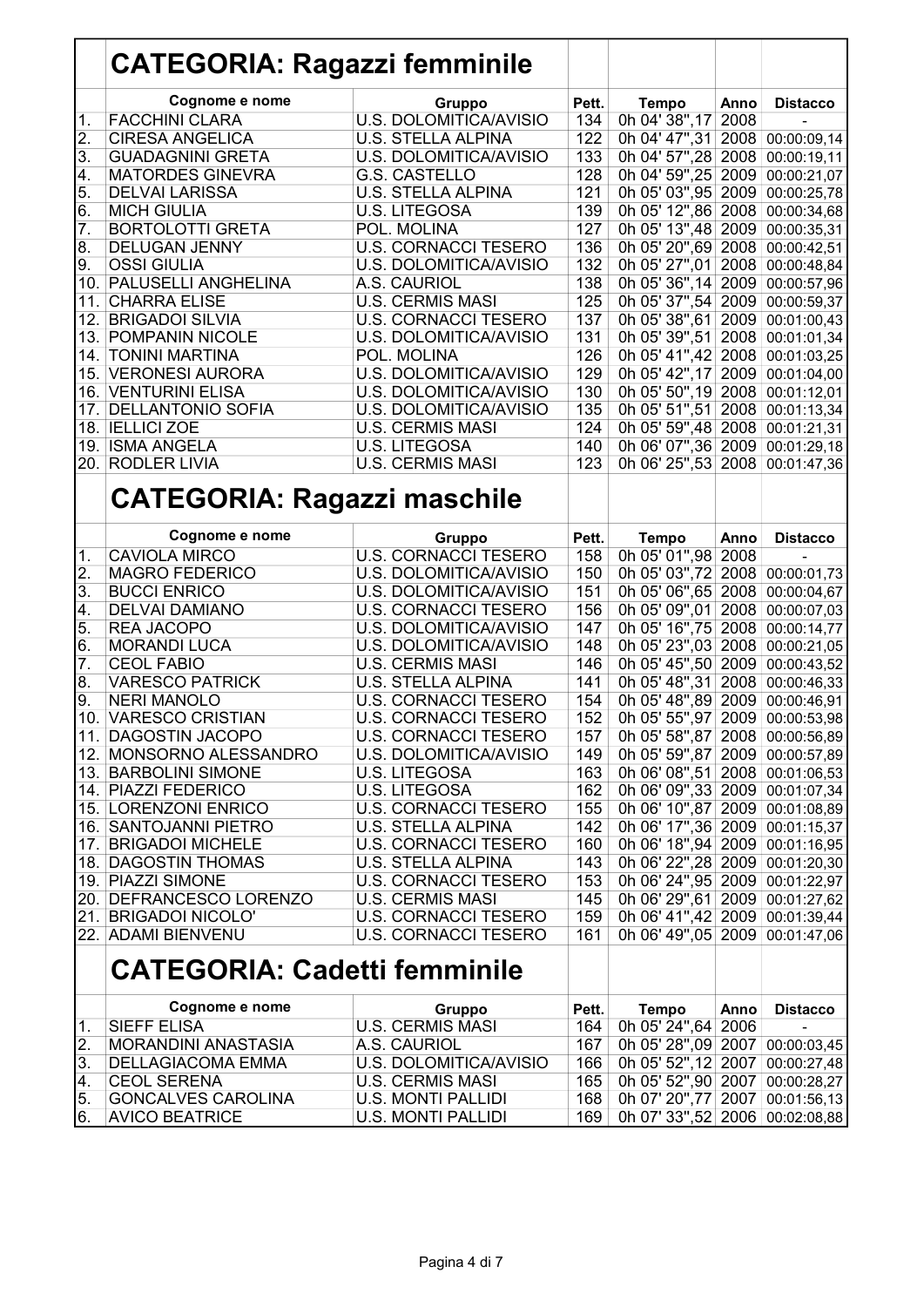## CATEGORIA: Ragazzi femminile

| | Cognome e nome | Gruppo | Pett. | Tempo | Anno | Distacco |
|---|---|---|---|---|---|---|
| 1. | FACCHINI CLARA | U.S. DOLOMITICA/AVISIO | 134 | 0h 04' 38",17 | 2008 | - |
| 2. | CIRESA ANGELICA | U.S. STELLA ALPINA | 122 | 0h 04' 47",31 | 2008 | 00:00:09,14 |
| 3. | GUADAGNINI GRETA | U.S. DOLOMITICA/AVISIO | 133 | 0h 04' 57",28 | 2008 | 00:00:19,11 |
| 4. | MATORDES GINEVRA | G.S. CASTELLO | 128 | 0h 04' 59",25 | 2009 | 00:00:21,07 |
| 5. | DELVAI LARISSA | U.S. STELLA ALPINA | 121 | 0h 05' 03",95 | 2009 | 00:00:25,78 |
| 6. | MICH GIULIA | U.S. LITEGOSA | 139 | 0h 05' 12",86 | 2008 | 00:00:34,68 |
| 7. | BORTOLOTTI GRETA | POL. MOLINA | 127 | 0h 05' 13",48 | 2009 | 00:00:35,31 |
| 8. | DELUGAN JENNY | U.S. CORNACCI TESERO | 136 | 0h 05' 20",69 | 2008 | 00:00:42,51 |
| 9. | OSSI GIULIA | U.S. DOLOMITICA/AVISIO | 132 | 0h 05' 27",01 | 2008 | 00:00:48,84 |
| 10. | PALUSELLI ANGHELINA | A.S. CAURIOL | 138 | 0h 05' 36",14 | 2009 | 00:00:57,96 |
| 11. | CHARRA ELISE | U.S. CERMIS MASI | 125 | 0h 05' 37",54 | 2009 | 00:00:59,37 |
| 12. | BRIGADOI SILVIA | U.S. CORNACCI TESERO | 137 | 0h 05' 38",61 | 2009 | 00:01:00,43 |
| 13. | POMPANIN NICOLE | U.S. DOLOMITICA/AVISIO | 131 | 0h 05' 39",51 | 2008 | 00:01:01,34 |
| 14. | TONINI MARTINA | POL. MOLINA | 126 | 0h 05' 41",42 | 2008 | 00:01:03,25 |
| 15. | VERONESI AURORA | U.S. DOLOMITICA/AVISIO | 129 | 0h 05' 42",17 | 2009 | 00:01:04,00 |
| 16. | VENTURINI ELISA | U.S. DOLOMITICA/AVISIO | 130 | 0h 05' 50",19 | 2008 | 00:01:12,01 |
| 17. | DELLANTONIO SOFIA | U.S. DOLOMITICA/AVISIO | 135 | 0h 05' 51",51 | 2008 | 00:01:13,34 |
| 18. | IELLICI ZOE | U.S. CERMIS MASI | 124 | 0h 05' 59",48 | 2008 | 00:01:21,31 |
| 19. | ISMA ANGELA | U.S. LITEGOSA | 140 | 0h 06' 07",36 | 2009 | 00:01:29,18 |
| 20. | RODLER LIVIA | U.S. CERMIS MASI | 123 | 0h 06' 25",53 | 2008 | 00:01:47,36 |

## CATEGORIA: Ragazzi maschile

| | Cognome e nome | Gruppo | Pett. | Tempo | Anno | Distacco |
|---|---|---|---|---|---|---|
| 1. | CAVIOLA MIRCO | U.S. CORNACCI TESERO | 158 | 0h 05' 01",98 | 2008 | - |
| 2. | MAGRO FEDERICO | U.S. DOLOMITICA/AVISIO | 150 | 0h 05' 03",72 | 2008 | 00:00:01,73 |
| 3. | BUCCI ENRICO | U.S. DOLOMITICA/AVISIO | 151 | 0h 05' 06",65 | 2008 | 00:00:04,67 |
| 4. | DELVAI DAMIANO | U.S. CORNACCI TESERO | 156 | 0h 05' 09",01 | 2008 | 00:00:07,03 |
| 5. | REA JACOPO | U.S. DOLOMITICA/AVISIO | 147 | 0h 05' 16",75 | 2008 | 00:00:14,77 |
| 6. | MORANDI LUCA | U.S. DOLOMITICA/AVISIO | 148 | 0h 05' 23",03 | 2008 | 00:00:21,05 |
| 7. | CEOL FABIO | U.S. CERMIS MASI | 146 | 0h 05' 45",50 | 2009 | 00:00:43,52 |
| 8. | VARESCO PATRICK | U.S. STELLA ALPINA | 141 | 0h 05' 48",31 | 2008 | 00:00:46,33 |
| 9. | NERI MANOLO | U.S. CORNACCI TESERO | 154 | 0h 05' 48",89 | 2009 | 00:00:46,91 |
| 10. | VARESCO CRISTIAN | U.S. CORNACCI TESERO | 152 | 0h 05' 55",97 | 2009 | 00:00:53,98 |
| 11. | DAGOSTIN JACOPO | U.S. CORNACCI TESERO | 157 | 0h 05' 58",87 | 2008 | 00:00:56,89 |
| 12. | MONSORNO ALESSANDRO | U.S. DOLOMITICA/AVISIO | 149 | 0h 05' 59",87 | 2009 | 00:00:57,89 |
| 13. | BARBOLINI SIMONE | U.S. LITEGOSA | 163 | 0h 06' 08",51 | 2008 | 00:01:06,53 |
| 14. | PIAZZI FEDERICO | U.S. LITEGOSA | 162 | 0h 06' 09",33 | 2009 | 00:01:07,34 |
| 15. | LORENZONI ENRICO | U.S. CORNACCI TESERO | 155 | 0h 06' 10",87 | 2009 | 00:01:08,89 |
| 16. | SANTOJANNI PIETRO | U.S. STELLA ALPINA | 142 | 0h 06' 17",36 | 2009 | 00:01:15,37 |
| 17. | BRIGADOI MICHELE | U.S. CORNACCI TESERO | 160 | 0h 06' 18",94 | 2009 | 00:01:16,95 |
| 18. | DAGOSTIN THOMAS | U.S. STELLA ALPINA | 143 | 0h 06' 22",28 | 2009 | 00:01:20,30 |
| 19. | PIAZZI SIMONE | U.S. CORNACCI TESERO | 153 | 0h 06' 24",95 | 2009 | 00:01:22,97 |
| 20. | DEFRANCESCO LORENZO | U.S. CERMIS MASI | 145 | 0h 06' 29",61 | 2009 | 00:01:27,62 |
| 21. | BRIGADOI NICOLO' | U.S. CORNACCI TESERO | 159 | 0h 06' 41",42 | 2009 | 00:01:39,44 |
| 22. | ADAMI BIENVENU | U.S. CORNACCI TESERO | 161 | 0h 06' 49",05 | 2009 | 00:01:47,06 |

## CATEGORIA: Cadetti femminile

| | Cognome e nome | Gruppo | Pett. | Tempo | Anno | Distacco |
|---|---|---|---|---|---|---|
| 1. | SIEFF ELISA | U.S. CERMIS MASI | 164 | 0h 05' 24",64 | 2006 | - |
| 2. | MORANDINI ANASTASIA | A.S. CAURIOL | 167 | 0h 05' 28",09 | 2007 | 00:00:03,45 |
| 3. | DELLAGIACOMA EMMA | U.S. DOLOMITICA/AVISIO | 166 | 0h 05' 52",12 | 2007 | 00:00:27,48 |
| 4. | CEOL SERENA | U.S. CERMIS MASI | 165 | 0h 05' 52",90 | 2007 | 00:00:28,27 |
| 5. | GONCALVES CAROLINA | U.S. MONTI PALLIDI | 168 | 0h 07' 20",77 | 2007 | 00:01:56,13 |
| 6. | AVICO BEATRICE | U.S. MONTI PALLIDI | 169 | 0h 07' 33",52 | 2006 | 00:02:08,88 |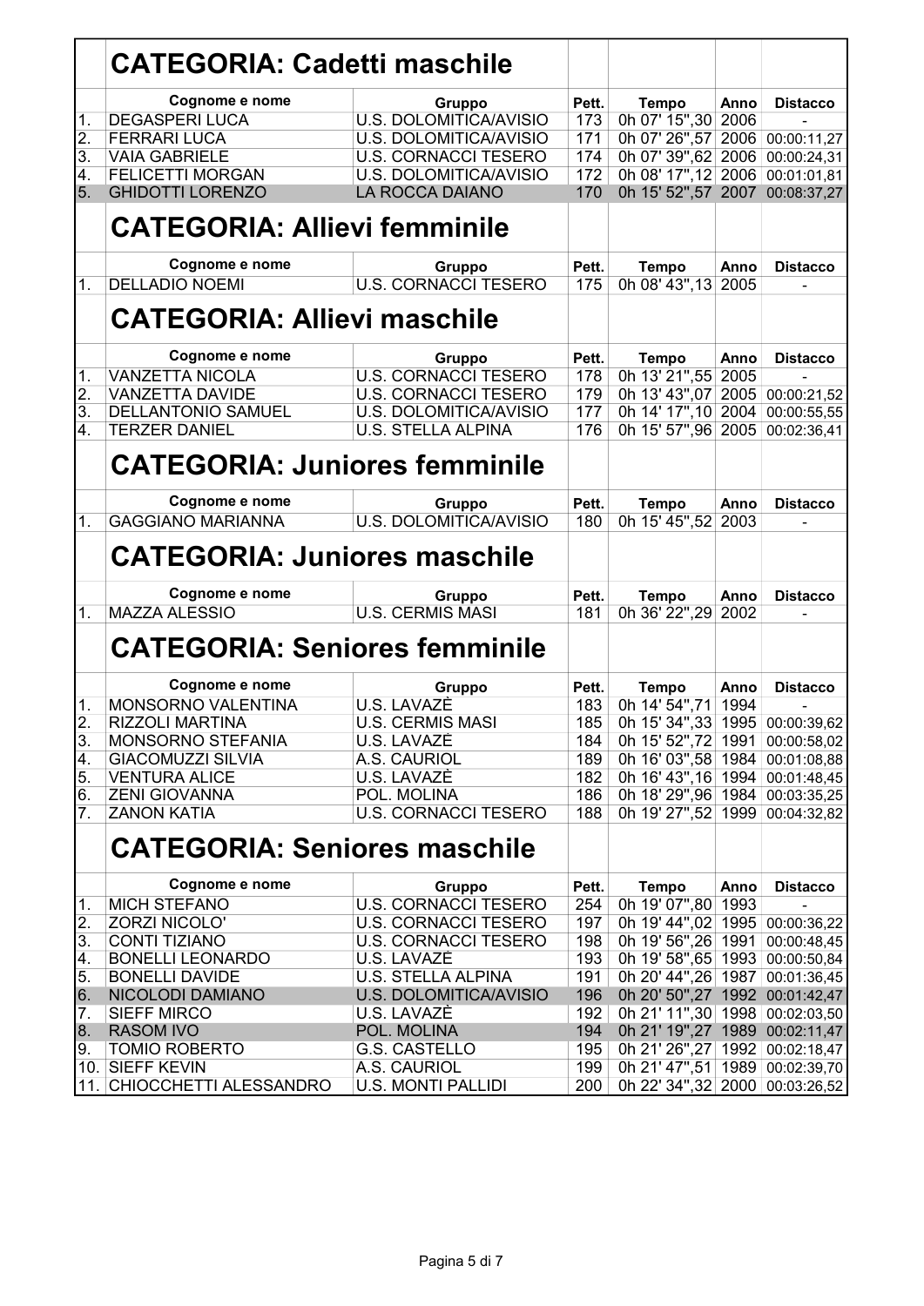## CATEGORIA: Cadetti maschile

| | Cognome e nome | Gruppo | Pett. | Tempo | Anno | Distacco |
|---|---|---|---|---|---|---|
| 1. | DEGASPERI LUCA | U.S. DOLOMITICA/AVISIO | 173 | 0h 07' 15",30 | 2006 | - |
| 2. | FERRARI LUCA | U.S. DOLOMITICA/AVISIO | 171 | 0h 07' 26",57 | 2006 | 00:00:11,27 |
| 3. | VAIA GABRIELE | U.S. CORNACCI TESERO | 174 | 0h 07' 39",62 | 2006 | 00:00:24,31 |
| 4. | FELICETTI MORGAN | U.S. DOLOMITICA/AVISIO | 172 | 0h 08' 17",12 | 2006 | 00:01:01,81 |
| 5. | GHIDOTTI LORENZO | LA ROCCA DAIANO | 170 | 0h 15' 52",57 | 2007 | 00:08:37,27 |

## CATEGORIA: Allievi femminile

| | Cognome e nome | Gruppo | Pett. | Tempo | Anno | Distacco |
|---|---|---|---|---|---|---|
| 1. | DELLADIO NOEMI | U.S. CORNACCI TESERO | 175 | 0h 08' 43",13 | 2005 | - |

## CATEGORIA: Allievi maschile

| | Cognome e nome | Gruppo | Pett. | Tempo | Anno | Distacco |
|---|---|---|---|---|---|---|
| 1. | VANZETTA NICOLA | U.S. CORNACCI TESERO | 178 | 0h 13' 21",55 | 2005 | - |
| 2. | VANZETTA DAVIDE | U.S. CORNACCI TESERO | 179 | 0h 13' 43",07 | 2005 | 00:00:21,52 |
| 3. | DELLANTONIO SAMUEL | U.S. DOLOMITICA/AVISIO | 177 | 0h 14' 17",10 | 2004 | 00:00:55,55 |
| 4. | TERZER DANIEL | U.S. STELLA ALPINA | 176 | 0h 15' 57",96 | 2005 | 00:02:36,41 |

## CATEGORIA: Juniores femminile

| | Cognome e nome | Gruppo | Pett. | Tempo | Anno | Distacco |
|---|---|---|---|---|---|---|
| 1. | GAGGIANO MARIANNA | U.S. DOLOMITICA/AVISIO | 180 | 0h 15' 45",52 | 2003 | - |

## CATEGORIA: Juniores maschile

| | Cognome e nome | Gruppo | Pett. | Tempo | Anno | Distacco |
|---|---|---|---|---|---|---|
| 1. | MAZZA ALESSIO | U.S. CERMIS MASI | 181 | 0h 36' 22",29 | 2002 | - |

## CATEGORIA: Seniores femminile

| | Cognome e nome | Gruppo | Pett. | Tempo | Anno | Distacco |
|---|---|---|---|---|---|---|
| 1. | MONSORNO VALENTINA | U.S. LAVAZÈ | 183 | 0h 14' 54",71 | 1994 | - |
| 2. | RIZZOLI MARTINA | U.S. CERMIS MASI | 185 | 0h 15' 34",33 | 1995 | 00:00:39,62 |
| 3. | MONSORNO STEFANIA | U.S. LAVAZÈ | 184 | 0h 15' 52",72 | 1991 | 00:00:58,02 |
| 4. | GIACOMUZZI SILVIA | A.S. CAURIOL | 189 | 0h 16' 03",58 | 1984 | 00:01:08,88 |
| 5. | VENTURA ALICE | U.S. LAVAZÈ | 182 | 0h 16' 43",16 | 1994 | 00:01:48,45 |
| 6. | ZENI GIOVANNA | POL. MOLINA | 186 | 0h 18' 29",96 | 1984 | 00:03:35,25 |
| 7. | ZANON KATIA | U.S. CORNACCI TESERO | 188 | 0h 19' 27",52 | 1999 | 00:04:32,82 |

## CATEGORIA: Seniores maschile

| | Cognome e nome | Gruppo | Pett. | Tempo | Anno | Distacco |
|---|---|---|---|---|---|---|
| 1. | MICH STEFANO | U.S. CORNACCI TESERO | 254 | 0h 19' 07",80 | 1993 | - |
| 2. | ZORZI NICOLO' | U.S. CORNACCI TESERO | 197 | 0h 19' 44",02 | 1995 | 00:00:36,22 |
| 3. | CONTI TIZIANO | U.S. CORNACCI TESERO | 198 | 0h 19' 56",26 | 1991 | 00:00:48,45 |
| 4. | BONELLI LEONARDO | U.S. LAVAZÈ | 193 | 0h 19' 58",65 | 1993 | 00:00:50,84 |
| 5. | BONELLI DAVIDE | U.S. STELLA ALPINA | 191 | 0h 20' 44",26 | 1987 | 00:01:36,45 |
| 6. | NICOLODI DAMIANO | U.S. DOLOMITICA/AVISIO | 196 | 0h 20' 50",27 | 1992 | 00:01:42,47 |
| 7. | SIEFF MIRCO | U.S. LAVAZÈ | 192 | 0h 21' 11",30 | 1998 | 00:02:03,50 |
| 8. | RASOM IVO | POL. MOLINA | 194 | 0h 21' 19",27 | 1989 | 00:02:11,47 |
| 9. | TOMIO ROBERTO | G.S. CASTELLO | 195 | 0h 21' 26",27 | 1992 | 00:02:18,47 |
| 10. | SIEFF KEVIN | A.S. CAURIOL | 199 | 0h 21' 47",51 | 1989 | 00:02:39,70 |
| 11. | CHIOCCHETTI ALESSANDRO | U.S. MONTI PALLIDI | 200 | 0h 22' 34",32 | 2000 | 00:03:26,52 |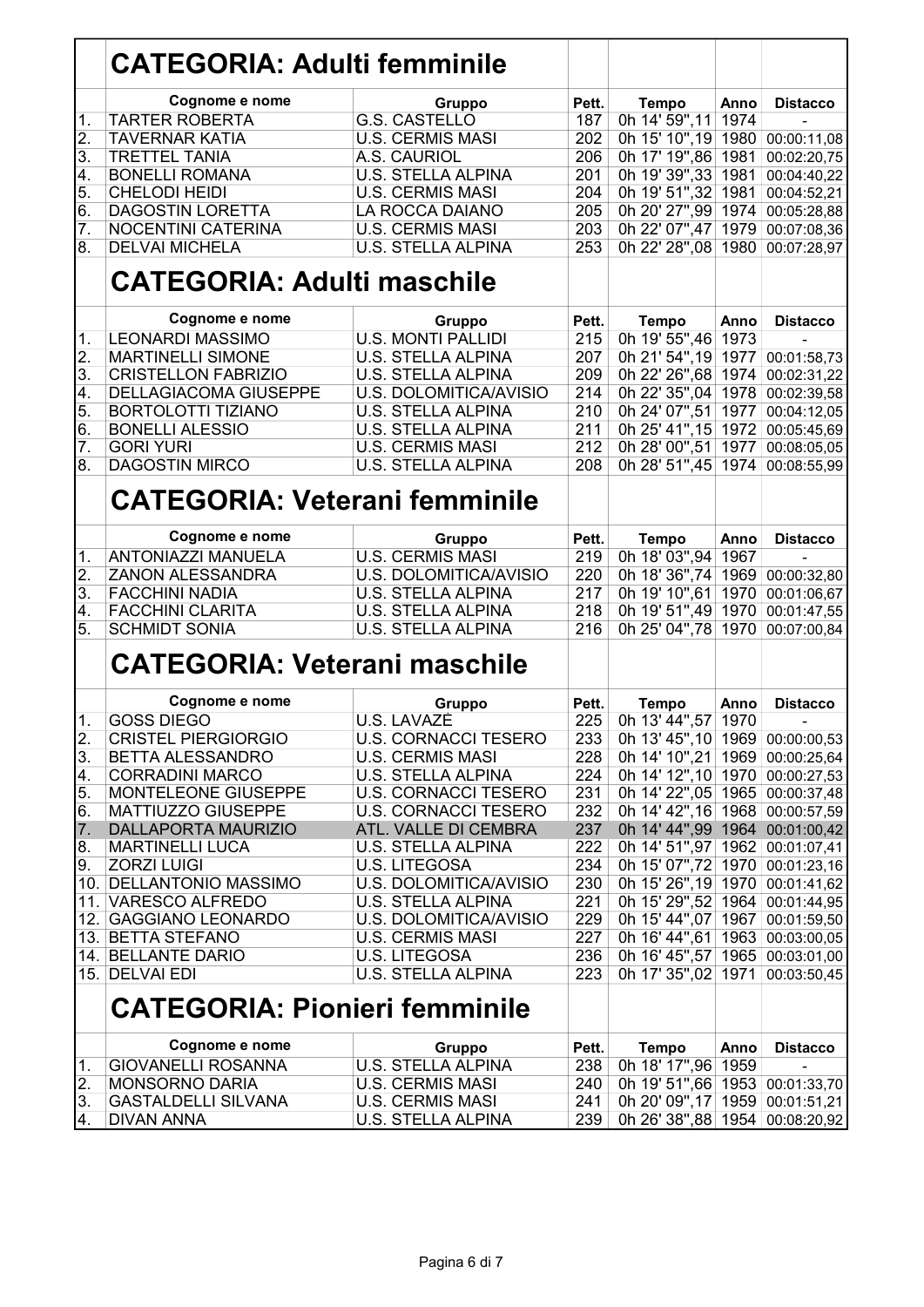## CATEGORIA: Adulti femminile

| | Cognome e nome | Gruppo | Pett. | Tempo | Anno | Distacco |
|---|---|---|---|---|---|---|
| 1. | TARTER ROBERTA | G.S. CASTELLO | 187 | 0h 14' 59",11 | 1974 | - |
| 2. | TAVERNAR KATIA | U.S. CERMIS MASI | 202 | 0h 15' 10",19 | 1980 | 00:00:11,08 |
| 3. | TRETTEL TANIA | A.S. CAURIOL | 206 | 0h 17' 19",86 | 1981 | 00:02:20,75 |
| 4. | BONELLI ROMANA | U.S. STELLA ALPINA | 201 | 0h 19' 39",33 | 1981 | 00:04:40,22 |
| 5. | CHELODI HEIDI | U.S. CERMIS MASI | 204 | 0h 19' 51",32 | 1981 | 00:04:52,21 |
| 6. | DAGOSTIN LORETTA | LA ROCCA DAIANO | 205 | 0h 20' 27",99 | 1974 | 00:05:28,88 |
| 7. | NOCENTINI CATERINA | U.S. CERMIS MASI | 203 | 0h 22' 07",47 | 1979 | 00:07:08,36 |
| 8. | DELVAI MICHELA | U.S. STELLA ALPINA | 253 | 0h 22' 28",08 | 1980 | 00:07:28,97 |

## CATEGORIA: Adulti maschile

| | Cognome e nome | Gruppo | Pett. | Tempo | Anno | Distacco |
|---|---|---|---|---|---|---|
| 1. | LEONARDI MASSIMO | U.S. MONTI PALLIDI | 215 | 0h 19' 55",46 | 1973 | - |
| 2. | MARTINELLI SIMONE | U.S. STELLA ALPINA | 207 | 0h 21' 54",19 | 1977 | 00:01:58,73 |
| 3. | CRISTELLON FABRIZIO | U.S. STELLA ALPINA | 209 | 0h 22' 26",68 | 1974 | 00:02:31,22 |
| 4. | DELLAGIACOMA GIUSEPPE | U.S. DOLOMITICA/AVISIO | 214 | 0h 22' 35",04 | 1978 | 00:02:39,58 |
| 5. | BORTOLOTTI TIZIANO | U.S. STELLA ALPINA | 210 | 0h 24' 07",51 | 1977 | 00:04:12,05 |
| 6. | BONELLI ALESSIO | U.S. STELLA ALPINA | 211 | 0h 25' 41",15 | 1972 | 00:05:45,69 |
| 7. | GORI YURI | U.S. CERMIS MASI | 212 | 0h 28' 00",51 | 1977 | 00:08:05,05 |
| 8. | DAGOSTIN MIRCO | U.S. STELLA ALPINA | 208 | 0h 28' 51",45 | 1974 | 00:08:55,99 |

## CATEGORIA: Veterani femminile

| | Cognome e nome | Gruppo | Pett. | Tempo | Anno | Distacco |
|---|---|---|---|---|---|---|
| 1. | ANTONIAZZI MANUELA | U.S. CERMIS MASI | 219 | 0h 18' 03",94 | 1967 | - |
| 2. | ZANON ALESSANDRA | U.S. DOLOMITICA/AVISIO | 220 | 0h 18' 36",74 | 1969 | 00:00:32,80 |
| 3. | FACCHINI NADIA | U.S. STELLA ALPINA | 217 | 0h 19' 10",61 | 1970 | 00:01:06,67 |
| 4. | FACCHINI CLARITA | U.S. STELLA ALPINA | 218 | 0h 19' 51",49 | 1970 | 00:01:47,55 |
| 5. | SCHMIDT SONIA | U.S. STELLA ALPINA | 216 | 0h 25' 04",78 | 1970 | 00:07:00,84 |

## CATEGORIA: Veterani maschile

| | Cognome e nome | Gruppo | Pett. | Tempo | Anno | Distacco |
|---|---|---|---|---|---|---|
| 1. | GOSS DIEGO | U.S. LAVAZÈ | 225 | 0h 13' 44",57 | 1970 | - |
| 2. | CRISTEL PIERGIORGIO | U.S. CORNACCI TESERO | 233 | 0h 13' 45",10 | 1969 | 00:00:00,53 |
| 3. | BETTA ALESSANDRO | U.S. CERMIS MASI | 228 | 0h 14' 10",21 | 1969 | 00:00:25,64 |
| 4. | CORRADINI MARCO | U.S. STELLA ALPINA | 224 | 0h 14' 12",10 | 1970 | 00:00:27,53 |
| 5. | MONTELEONE GIUSEPPE | U.S. CORNACCI TESERO | 231 | 0h 14' 22",05 | 1965 | 00:00:37,48 |
| 6. | MATTIUZZO GIUSEPPE | U.S. CORNACCI TESERO | 232 | 0h 14' 42",16 | 1968 | 00:00:57,59 |
| 7. | DALLAPORTA MAURIZIO | ATL. VALLE DI CEMBRA | 237 | 0h 14' 44",99 | 1964 | 00:01:00,42 |
| 8. | MARTINELLI LUCA | U.S. STELLA ALPINA | 222 | 0h 14' 51",97 | 1962 | 00:01:07,41 |
| 9. | ZORZI LUIGI | U.S. LITEGOSA | 234 | 0h 15' 07",72 | 1970 | 00:01:23,16 |
| 10. | DELLANTONIO MASSIMO | U.S. DOLOMITICA/AVISIO | 230 | 0h 15' 26",19 | 1970 | 00:01:41,62 |
| 11. | VARESCO ALFREDO | U.S. STELLA ALPINA | 221 | 0h 15' 29",52 | 1964 | 00:01:44,95 |
| 12. | GAGGIANO LEONARDO | U.S. DOLOMITICA/AVISIO | 229 | 0h 15' 44",07 | 1967 | 00:01:59,50 |
| 13. | BETTA STEFANO | U.S. CERMIS MASI | 227 | 0h 16' 44",61 | 1963 | 00:03:00,05 |
| 14. | BELLANTE DARIO | U.S. LITEGOSA | 236 | 0h 16' 45",57 | 1965 | 00:03:01,00 |
| 15. | DELVAI EDI | U.S. STELLA ALPINA | 223 | 0h 17' 35",02 | 1971 | 00:03:50,45 |

## CATEGORIA: Pionieri femminile

| | Cognome e nome | Gruppo | Pett. | Tempo | Anno | Distacco |
|---|---|---|---|---|---|---|
| 1. | GIOVANELLI ROSANNA | U.S. STELLA ALPINA | 238 | 0h 18' 17",96 | 1959 | - |
| 2. | MONSORNO DARIA | U.S. CERMIS MASI | 240 | 0h 19' 51",66 | 1953 | 00:01:33,70 |
| 3. | GASTALDELLI SILVANA | U.S. CERMIS MASI | 241 | 0h 20' 09",17 | 1959 | 00:01:51,21 |
| 4. | DIVAN ANNA | U.S. STELLA ALPINA | 239 | 0h 26' 38",88 | 1954 | 00:08:20,92 |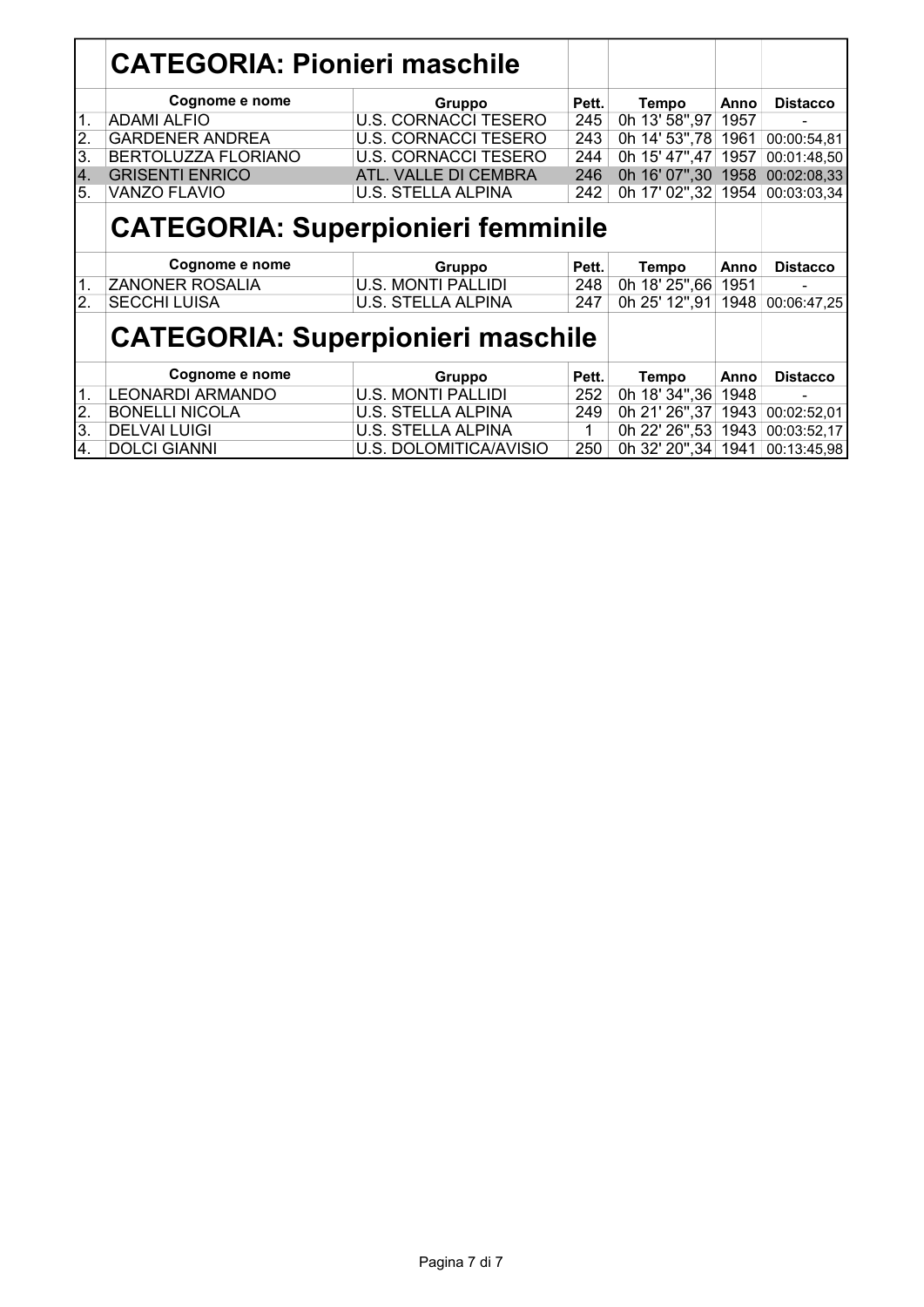## CATEGORIA: Pionieri maschile

| | Cognome e nome | Gruppo | Pett. | Tempo | Anno | Distacco |
|---|---|---|---|---|---|---|
| 1. | ADAMI ALFIO | U.S. CORNACCI TESERO | 245 | 0h 13' 58",97 | 1957 | - |
| 2. | GARDENER ANDREA | U.S. CORNACCI TESERO | 243 | 0h 14' 53",78 | 1961 | 00:00:54,81 |
| 3. | BERTOLUZZA FLORIANO | U.S. CORNACCI TESERO | 244 | 0h 15' 47",47 | 1957 | 00:01:48,50 |
| 4. | GRISENTI ENRICO | ATL. VALLE DI CEMBRA | 246 | 0h 16' 07",30 | 1958 | 00:02:08,33 |
| 5. | VANZO FLAVIO | U.S. STELLA ALPINA | 242 | 0h 17' 02",32 | 1954 | 00:03:03,34 |

## CATEGORIA: Superpionieri femminile

| | Cognome e nome | Gruppo | Pett. | Tempo | Anno | Distacco |
|---|---|---|---|---|---|---|
| 1. | ZANONER ROSALIA | U.S. MONTI PALLIDI | 248 | 0h 18' 25",66 | 1951 | - |
| 2. | SECCHI LUISA | U.S. STELLA ALPINA | 247 | 0h 25' 12",91 | 1948 | 00:06:47,25 |

## CATEGORIA: Superpionieri maschile

| | Cognome e nome | Gruppo | Pett. | Tempo | Anno | Distacco |
|---|---|---|---|---|---|---|
| 1. | LEONARDI ARMANDO | U.S. MONTI PALLIDI | 252 | 0h 18' 34",36 | 1948 | - |
| 2. | BONELLI NICOLA | U.S. STELLA ALPINA | 249 | 0h 21' 26",37 | 1943 | 00:02:52,01 |
| 3. | DELVAI LUIGI | U.S. STELLA ALPINA | 1 | 0h 22' 26",53 | 1943 | 00:03:52,17 |
| 4. | DOLCI GIANNI | U.S. DOLOMITICA/AVISIO | 250 | 0h 32' 20",34 | 1941 | 00:13:45,98 |